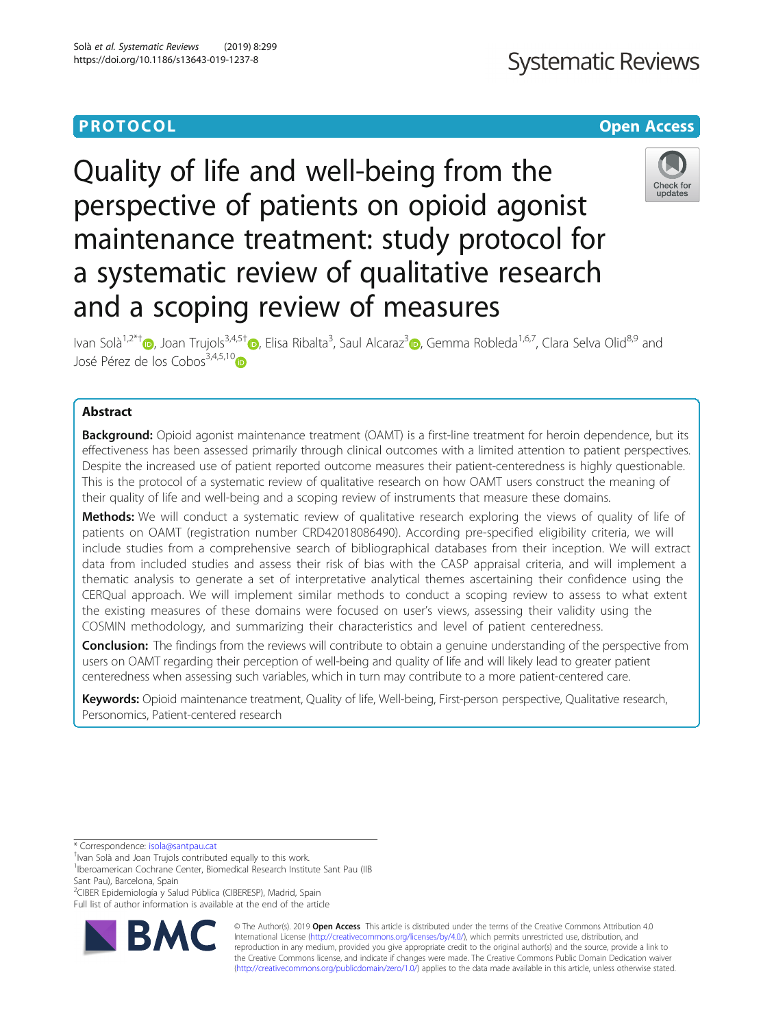PROTOCOL

Open Access

# Quality of life and well-being from the perspective of patients on opioid agonist maintenance treatment: study protocol for a systematic review of qualitative research and a scoping review of measures

Ivan Solà[1,2*†], Joan Trujols[3,4,5†], Elisa Ribalta[3], Saul Alcaraz[3], Gemma Robleda[1,6,7], Clara Selva Olid[8,9] and José Pérez de los Cobos[3,4,5,10]

## Abstract

**Background:** Opioid agonist maintenance treatment (OAMT) is a first-line treatment for heroin dependence, but its effectiveness has been assessed primarily through clinical outcomes with a limited attention to patient perspectives. Despite the increased use of patient reported outcome measures their patient-centeredness is highly questionable. This is the protocol of a systematic review of qualitative research on how OAMT users construct the meaning of their quality of life and well-being and a scoping review of instruments that measure these domains.

**Methods:** We will conduct a systematic review of qualitative research exploring the views of quality of life of patients on OAMT (registration number CRD42018086490). According pre-specified eligibility criteria, we will include studies from a comprehensive search of bibliographical databases from their inception. We will extract data from included studies and assess their risk of bias with the CASP appraisal criteria, and will implement a thematic analysis to generate a set of interpretative analytical themes ascertaining their confidence using the CERQual approach. We will implement similar methods to conduct a scoping review to assess to what extent the existing measures of these domains were focused on user's views, assessing their validity using the COSMIN methodology, and summarizing their characteristics and level of patient centeredness.

**Conclusion:** The findings from the reviews will contribute to obtain a genuine understanding of the perspective from users on OAMT regarding their perception of well-being and quality of life and will likely lead to greater patient centeredness when assessing such variables, which in turn may contribute to a more patient-centered care.

**Keywords:** Opioid maintenance treatment, Quality of life, Well-being, First-person perspective, Qualitative research, Personomics, Patient-centered research

* Correspondence: isola@santpau.cat

†Ivan Solà and Joan Trujols contributed equally to this work.

[1]Iberoamerican Cochrane Center, Biomedical Research Institute Sant Pau (IIB Sant Pau), Barcelona, Spain

[2]CIBER Epidemiología y Salud Pública (CIBERESP), Madrid, Spain

Full list of author information is available at the end of the article

© The Author(s). 2019 **Open Access** This article is distributed under the terms of the Creative Commons Attribution 4.0 International License (http://creativecommons.org/licenses/by/4.0/), which permits unrestricted use, distribution, and reproduction in any medium, provided you give appropriate credit to the original author(s) and the source, provide a link to the Creative Commons license, and indicate if changes were made. The Creative Commons Public Domain Dedication waiver (http://creativecommons.org/publicdomain/zero/1.0/) applies to the data made available in this article, unless otherwise stated.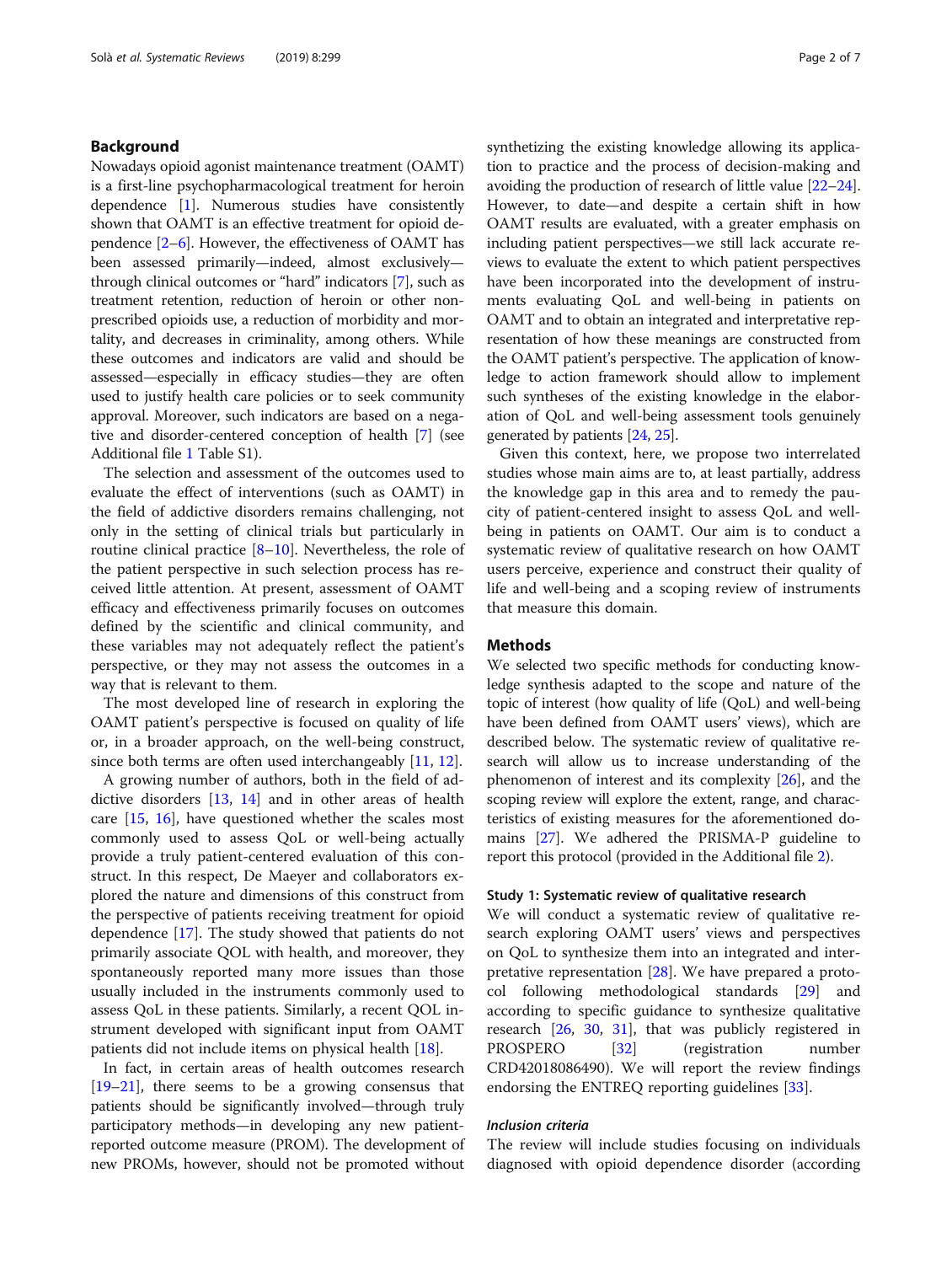## Background

Nowadays opioid agonist maintenance treatment (OAMT) is a first-line psychopharmacological treatment for heroin dependence [1]. Numerous studies have consistently shown that OAMT is an effective treatment for opioid dependence [2–6]. However, the effectiveness of OAMT has been assessed primarily—indeed, almost exclusively—through clinical outcomes or "hard" indicators [7], such as treatment retention, reduction of heroin or other non-prescribed opioids use, a reduction of morbidity and mortality, and decreases in criminality, among others. While these outcomes and indicators are valid and should be assessed—especially in efficacy studies—they are often used to justify health care policies or to seek community approval. Moreover, such indicators are based on a negative and disorder-centered conception of health [7] (see Additional file 1 Table S1).

The selection and assessment of the outcomes used to evaluate the effect of interventions (such as OAMT) in the field of addictive disorders remains challenging, not only in the setting of clinical trials but particularly in routine clinical practice [8–10]. Nevertheless, the role of the patient perspective in such selection process has received little attention. At present, assessment of OAMT efficacy and effectiveness primarily focuses on outcomes defined by the scientific and clinical community, and these variables may not adequately reflect the patient's perspective, or they may not assess the outcomes in a way that is relevant to them.

The most developed line of research in exploring the OAMT patient's perspective is focused on quality of life or, in a broader approach, on the well-being construct, since both terms are often used interchangeably [11, 12].

A growing number of authors, both in the field of addictive disorders [13, 14] and in other areas of health care [15, 16], have questioned whether the scales most commonly used to assess QoL or well-being actually provide a truly patient-centered evaluation of this construct. In this respect, De Maeyer and collaborators explored the nature and dimensions of this construct from the perspective of patients receiving treatment for opioid dependence [17]. The study showed that patients do not primarily associate QOL with health, and moreover, they spontaneously reported many more issues than those usually included in the instruments commonly used to assess QoL in these patients. Similarly, a recent QOL instrument developed with significant input from OAMT patients did not include items on physical health [18].

In fact, in certain areas of health outcomes research [19–21], there seems to be a growing consensus that patients should be significantly involved—through truly participatory methods—in developing any new patient-reported outcome measure (PROM). The development of new PROMs, however, should not be promoted without synthetizing the existing knowledge allowing its application to practice and the process of decision-making and avoiding the production of research of little value [22–24]. However, to date—and despite a certain shift in how OAMT results are evaluated, with a greater emphasis on including patient perspectives—we still lack accurate reviews to evaluate the extent to which patient perspectives have been incorporated into the development of instruments evaluating QoL and well-being in patients on OAMT and to obtain an integrated and interpretative representation of how these meanings are constructed from the OAMT patient's perspective. The application of knowledge to action framework should allow to implement such syntheses of the existing knowledge in the elaboration of QoL and well-being assessment tools genuinely generated by patients [24, 25].

Given this context, here, we propose two interrelated studies whose main aims are to, at least partially, address the knowledge gap in this area and to remedy the paucity of patient-centered insight to assess QoL and well-being in patients on OAMT. Our aim is to conduct a systematic review of qualitative research on how OAMT users perceive, experience and construct their quality of life and well-being and a scoping review of instruments that measure this domain.

## Methods

We selected two specific methods for conducting knowledge synthesis adapted to the scope and nature of the topic of interest (how quality of life (QoL) and well-being have been defined from OAMT users' views), which are described below. The systematic review of qualitative research will allow us to increase understanding of the phenomenon of interest and its complexity [26], and the scoping review will explore the extent, range, and characteristics of existing measures for the aforementioned domains [27]. We adhered the PRISMA-P guideline to report this protocol (provided in the Additional file 2).

### Study 1: Systematic review of qualitative research

We will conduct a systematic review of qualitative research exploring OAMT users' views and perspectives on QoL to synthesize them into an integrated and interpretative representation [28]. We have prepared a protocol following methodological standards [29] and according to specific guidance to synthesize qualitative research [26, 30, 31], that was publicly registered in PROSPERO [32] (registration number CRD42018086490). We will report the review findings endorsing the ENTREQ reporting guidelines [33].

#### *Inclusion criteria*

The review will include studies focusing on individuals diagnosed with opioid dependence disorder (according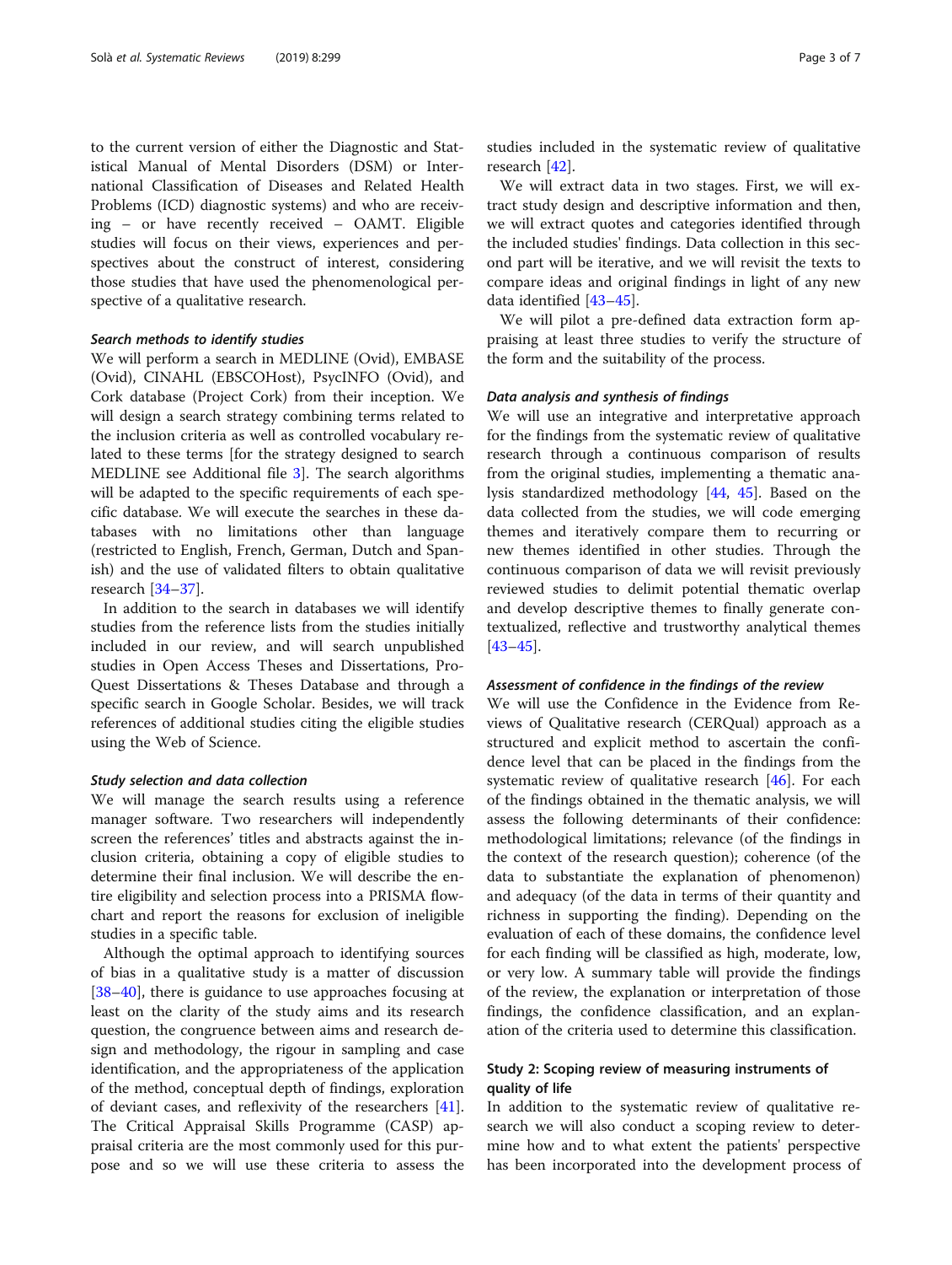to the current version of either the Diagnostic and Statistical Manual of Mental Disorders (DSM) or International Classification of Diseases and Related Health Problems (ICD) diagnostic systems) and who are receiving – or have recently received – OAMT. Eligible studies will focus on their views, experiences and perspectives about the construct of interest, considering those studies that have used the phenomenological perspective of a qualitative research.

#### *Search methods to identify studies*

We will perform a search in MEDLINE (Ovid), EMBASE (Ovid), CINAHL (EBSCOHost), PsycINFO (Ovid), and Cork database (Project Cork) from their inception. We will design a search strategy combining terms related to the inclusion criteria as well as controlled vocabulary related to these terms [for the strategy designed to search MEDLINE see Additional file 3]. The search algorithms will be adapted to the specific requirements of each specific database. We will execute the searches in these databases with no limitations other than language (restricted to English, French, German, Dutch and Spanish) and the use of validated filters to obtain qualitative research [34–37].

In addition to the search in databases we will identify studies from the reference lists from the studies initially included in our review, and will search unpublished studies in Open Access Theses and Dissertations, ProQuest Dissertations & Theses Database and through a specific search in Google Scholar. Besides, we will track references of additional studies citing the eligible studies using the Web of Science.

#### *Study selection and data collection*

We will manage the search results using a reference manager software. Two researchers will independently screen the references' titles and abstracts against the inclusion criteria, obtaining a copy of eligible studies to determine their final inclusion. We will describe the entire eligibility and selection process into a PRISMA flowchart and report the reasons for exclusion of ineligible studies in a specific table.

Although the optimal approach to identifying sources of bias in a qualitative study is a matter of discussion [38–40], there is guidance to use approaches focusing at least on the clarity of the study aims and its research question, the congruence between aims and research design and methodology, the rigour in sampling and case identification, and the appropriateness of the application of the method, conceptual depth of findings, exploration of deviant cases, and reflexivity of the researchers [41]. The Critical Appraisal Skills Programme (CASP) appraisal criteria are the most commonly used for this purpose and so we will use these criteria to assess the studies included in the systematic review of qualitative research [42].

We will extract data in two stages. First, we will extract study design and descriptive information and then, we will extract quotes and categories identified through the included studies' findings. Data collection in this second part will be iterative, and we will revisit the texts to compare ideas and original findings in light of any new data identified [43–45].

We will pilot a pre-defined data extraction form appraising at least three studies to verify the structure of the form and the suitability of the process.

#### *Data analysis and synthesis of findings*

We will use an integrative and interpretative approach for the findings from the systematic review of qualitative research through a continuous comparison of results from the original studies, implementing a thematic analysis standardized methodology [44, 45]. Based on the data collected from the studies, we will code emerging themes and iteratively compare them to recurring or new themes identified in other studies. Through the continuous comparison of data we will revisit previously reviewed studies to delimit potential thematic overlap and develop descriptive themes to finally generate contextualized, reflective and trustworthy analytical themes [43–45].

#### *Assessment of confidence in the findings of the review*

We will use the Confidence in the Evidence from Reviews of Qualitative research (CERQual) approach as a structured and explicit method to ascertain the confidence level that can be placed in the findings from the systematic review of qualitative research [46]. For each of the findings obtained in the thematic analysis, we will assess the following determinants of their confidence: methodological limitations; relevance (of the findings in the context of the research question); coherence (of the data to substantiate the explanation of phenomenon) and adequacy (of the data in terms of their quantity and richness in supporting the finding). Depending on the evaluation of each of these domains, the confidence level for each finding will be classified as high, moderate, low, or very low. A summary table will provide the findings of the review, the explanation or interpretation of those findings, the confidence classification, and an explanation of the criteria used to determine this classification.

### Study 2: Scoping review of measuring instruments of quality of life

In addition to the systematic review of qualitative research we will also conduct a scoping review to determine how and to what extent the patients' perspective has been incorporated into the development process of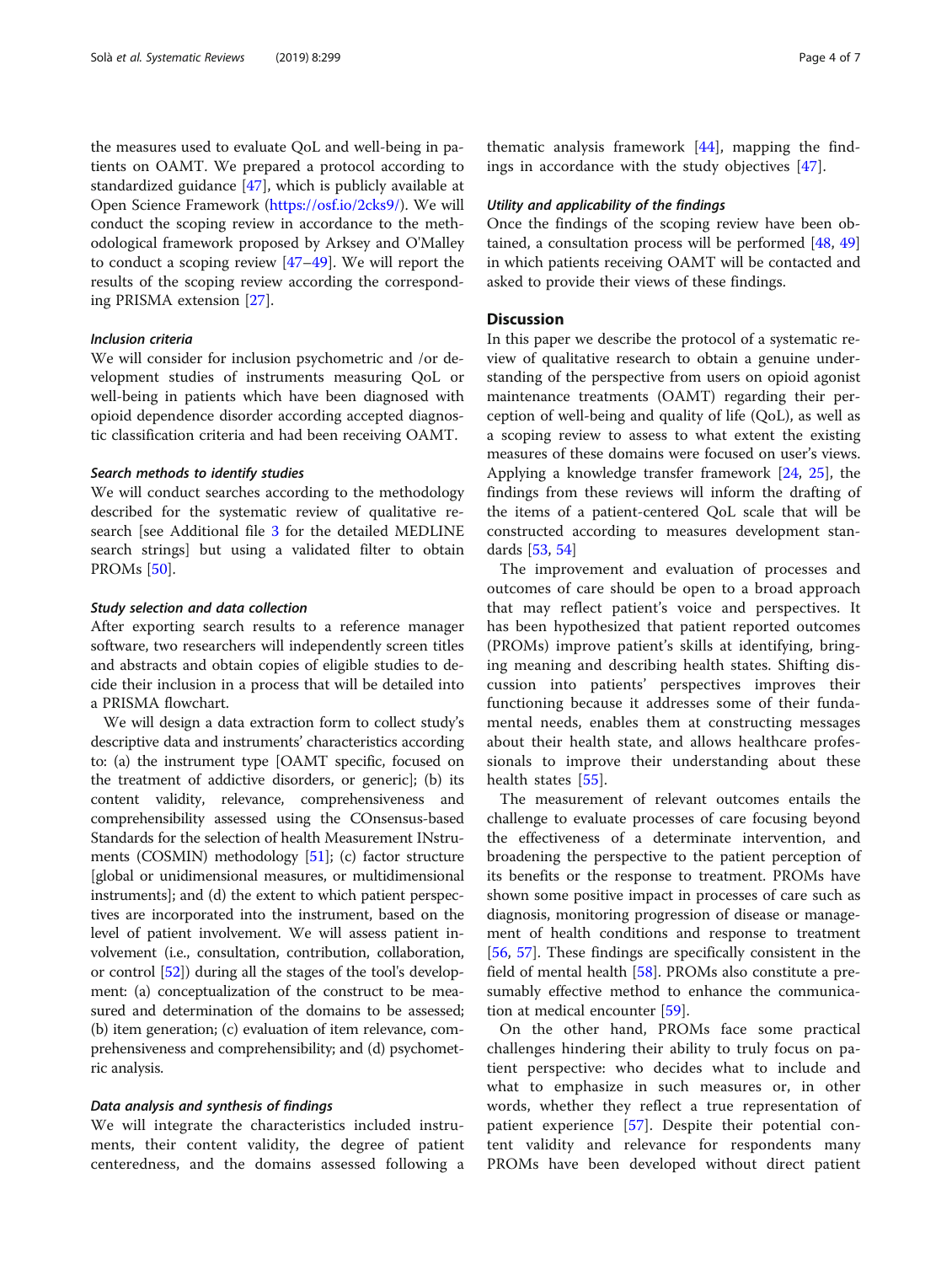the measures used to evaluate QoL and well-being in patients on OAMT. We prepared a protocol according to standardized guidance [47], which is publicly available at Open Science Framework (https://osf.io/2cks9/). We will conduct the scoping review in accordance to the methodological framework proposed by Arksey and O'Malley to conduct a scoping review [47–49]. We will report the results of the scoping review according the corresponding PRISMA extension [27].

#### Inclusion criteria

We will consider for inclusion psychometric and /or development studies of instruments measuring QoL or well-being in patients which have been diagnosed with opioid dependence disorder according accepted diagnostic classification criteria and had been receiving OAMT.

#### Search methods to identify studies

We will conduct searches according to the methodology described for the systematic review of qualitative research [see Additional file 3 for the detailed MEDLINE search strings] but using a validated filter to obtain PROMs [50].

#### Study selection and data collection

After exporting search results to a reference manager software, two researchers will independently screen titles and abstracts and obtain copies of eligible studies to decide their inclusion in a process that will be detailed into a PRISMA flowchart.

We will design a data extraction form to collect study's descriptive data and instruments' characteristics according to: (a) the instrument type [OAMT specific, focused on the treatment of addictive disorders, or generic]; (b) its content validity, relevance, comprehensiveness and comprehensibility assessed using the COnsensus-based Standards for the selection of health Measurement INstruments (COSMIN) methodology [51]; (c) factor structure [global or unidimensional measures, or multidimensional instruments]; and (d) the extent to which patient perspectives are incorporated into the instrument, based on the level of patient involvement. We will assess patient involvement (i.e., consultation, contribution, collaboration, or control [52]) during all the stages of the tool's development: (a) conceptualization of the construct to be measured and determination of the domains to be assessed; (b) item generation; (c) evaluation of item relevance, comprehensiveness and comprehensibility; and (d) psychometric analysis.

#### Data analysis and synthesis of findings

We will integrate the characteristics included instruments, their content validity, the degree of patient centeredness, and the domains assessed following a thematic analysis framework [44], mapping the findings in accordance with the study objectives [47].

#### Utility and applicability of the findings

Once the findings of the scoping review have been obtained, a consultation process will be performed [48, 49] in which patients receiving OAMT will be contacted and asked to provide their views of these findings.

## Discussion

In this paper we describe the protocol of a systematic review of qualitative research to obtain a genuine understanding of the perspective from users on opioid agonist maintenance treatments (OAMT) regarding their perception of well-being and quality of life (QoL), as well as a scoping review to assess to what extent the existing measures of these domains were focused on user's views. Applying a knowledge transfer framework [24, 25], the findings from these reviews will inform the drafting of the items of a patient-centered QoL scale that will be constructed according to measures development standards [53, 54]

The improvement and evaluation of processes and outcomes of care should be open to a broad approach that may reflect patient's voice and perspectives. It has been hypothesized that patient reported outcomes (PROMs) improve patient's skills at identifying, bringing meaning and describing health states. Shifting discussion into patients' perspectives improves their functioning because it addresses some of their fundamental needs, enables them at constructing messages about their health state, and allows healthcare professionals to improve their understanding about these health states [55].

The measurement of relevant outcomes entails the challenge to evaluate processes of care focusing beyond the effectiveness of a determinate intervention, and broadening the perspective to the patient perception of its benefits or the response to treatment. PROMs have shown some positive impact in processes of care such as diagnosis, monitoring progression of disease or management of health conditions and response to treatment [56, 57]. These findings are specifically consistent in the field of mental health [58]. PROMs also constitute a presumably effective method to enhance the communication at medical encounter [59].

On the other hand, PROMs face some practical challenges hindering their ability to truly focus on patient perspective: who decides what to include and what to emphasize in such measures or, in other words, whether they reflect a true representation of patient experience [57]. Despite their potential content validity and relevance for respondents many PROMs have been developed without direct patient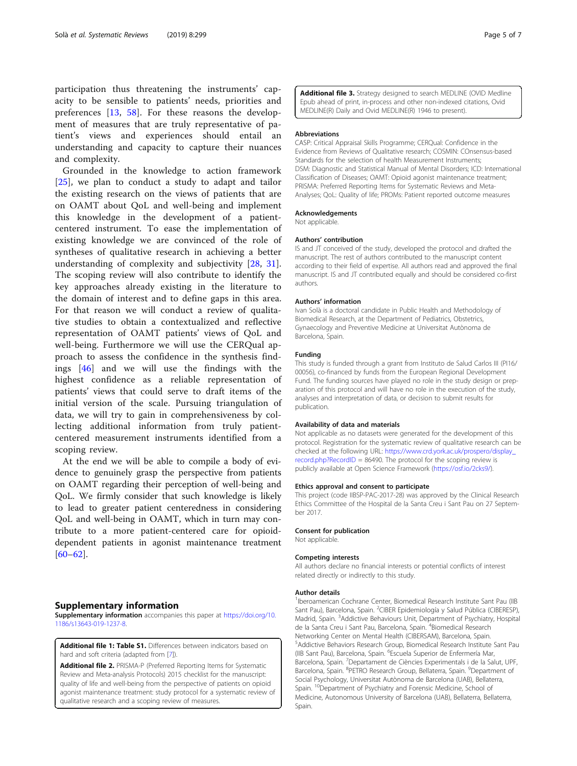participation thus threatening the instruments' capacity to be sensible to patients' needs, priorities and preferences [13, 58]. For these reasons the development of measures that are truly representative of patient's views and experiences should entail an understanding and capacity to capture their nuances and complexity.

Grounded in the knowledge to action framework [25], we plan to conduct a study to adapt and tailor the existing research on the views of patients that are on OAMT about QoL and well-being and implement this knowledge in the development of a patient-centered instrument. To ease the implementation of existing knowledge we are convinced of the role of syntheses of qualitative research in achieving a better understanding of complexity and subjectivity [28, 31]. The scoping review will also contribute to identify the key approaches already existing in the literature to the domain of interest and to define gaps in this area. For that reason we will conduct a review of qualitative studies to obtain a contextualized and reflective representation of OAMT patients' views of QoL and well-being. Furthermore we will use the CERQual approach to assess the confidence in the synthesis findings [46] and we will use the findings with the highest confidence as a reliable representation of patients' views that could serve to draft items of the initial version of the scale. Pursuing triangulation of data, we will try to gain in comprehensiveness by collecting additional information from truly patient-centered measurement instruments identified from a scoping review.

At the end we will be able to compile a body of evidence to genuinely grasp the perspective from patients on OAMT regarding their perception of well-being and QoL. We firmly consider that such knowledge is likely to lead to greater patient centeredness in considering QoL and well-being in OAMT, which in turn may contribute to a more patient-centered care for opioid-dependent patients in agonist maintenance treatment [60–62].

## Supplementary information

**Supplementary information** accompanies this paper at https://doi.org/10.1186/s13643-019-1237-8.

**Additional file 1: Table S1.** Differences between indicators based on hard and soft criteria (adapted from [7]).

**Additional file 2.** PRISMA-P (Preferred Reporting Items for Systematic Review and Meta-analysis Protocols) 2015 checklist for the manuscript: quality of life and well-being from the perspective of patients on opioid agonist maintenance treatment: study protocol for a systematic review of qualitative research and a scoping review of measures.

**Additional file 3.** Strategy designed to search MEDLINE (OVID Medline Epub ahead of print, in-process and other non-indexed citations, Ovid MEDLINE(R) Daily and Ovid MEDLINE(R) 1946 to present).

### Abbreviations

CASP: Critical Appraisal Skills Programme; CERQual: Confidence in the Evidence from Reviews of Qualitative research; COSMIN: COnsensus-based Standards for the selection of health Measurement Instruments; DSM: Diagnostic and Statistical Manual of Mental Disorders; ICD: International Classification of Diseases; OAMT: Opioid agonist maintenance treatment; PRISMA: Preferred Reporting Items for Systematic Reviews and Meta-Analyses; QoL: Quality of life; PROMs: Patient reported outcome measures

### Acknowledgements

Not applicable.

### Authors' contribution

IS and JT conceived of the study, developed the protocol and drafted the manuscript. The rest of authors contributed to the manuscript content according to their field of expertise. All authors read and approved the final manuscript. IS and JT contributed equally and should be considered co-first authors.

### Authors' information

Ivan Solà is a doctoral candidate in Public Health and Methodology of Biomedical Research, at the Department of Pediatrics, Obstetrics, Gynaecology and Preventive Medicine at Universitat Autònoma de Barcelona, Spain.

### Funding

This study is funded through a grant from Instituto de Salud Carlos III (PI16/00056), co-financed by funds from the European Regional Development Fund. The funding sources have played no role in the study design or preparation of this protocol and will have no role in the execution of the study, analyses and interpretation of data, or decision to submit results for publication.

### Availability of data and materials

Not applicable as no datasets were generated for the development of this protocol. Registration for the systematic review of qualitative research can be checked at the following URL: https://www.crd.york.ac.uk/prospero/display_record.php?RecordID = 86490. The protocol for the scoping review is publicly available at Open Science Framework (https://osf.io/2cks9/).

### Ethics approval and consent to participate

This project (code IIBSP-PAC-2017-28) was approved by the Clinical Research Ethics Committee of the Hospital de la Santa Creu i Sant Pau on 27 September 2017.

### Consent for publication

Not applicable.

### Competing interests

All authors declare no financial interests or potential conflicts of interest related directly or indirectly to this study.

### Author details

[1]Iberoamerican Cochrane Center, Biomedical Research Institute Sant Pau (IIB Sant Pau), Barcelona, Spain. [2]CIBER Epidemiología y Salud Pública (CIBERESP), Madrid, Spain. [3]Addictive Behaviours Unit, Department of Psychiatry, Hospital de la Santa Creu i Sant Pau, Barcelona, Spain. [4]Biomedical Research Networking Center on Mental Health (CIBERSAM), Barcelona, Spain. [5]Addictive Behaviors Research Group, Biomedical Research Institute Sant Pau (IIB Sant Pau), Barcelona, Spain. [6]Escuela Superior de Enfermería Mar, Barcelona, Spain. [7]Departament de Ciències Experimentals i de la Salut, UPF, Barcelona, Spain. [8]PETRO Research Group, Bellaterra, Spain. [9]Department of Social Psychology, Universitat Autònoma de Barcelona (UAB), Bellaterra, Spain. [10]Department of Psychiatry and Forensic Medicine, School of Medicine, Autonomous University of Barcelona (UAB), Bellaterra, Bellaterra, Spain.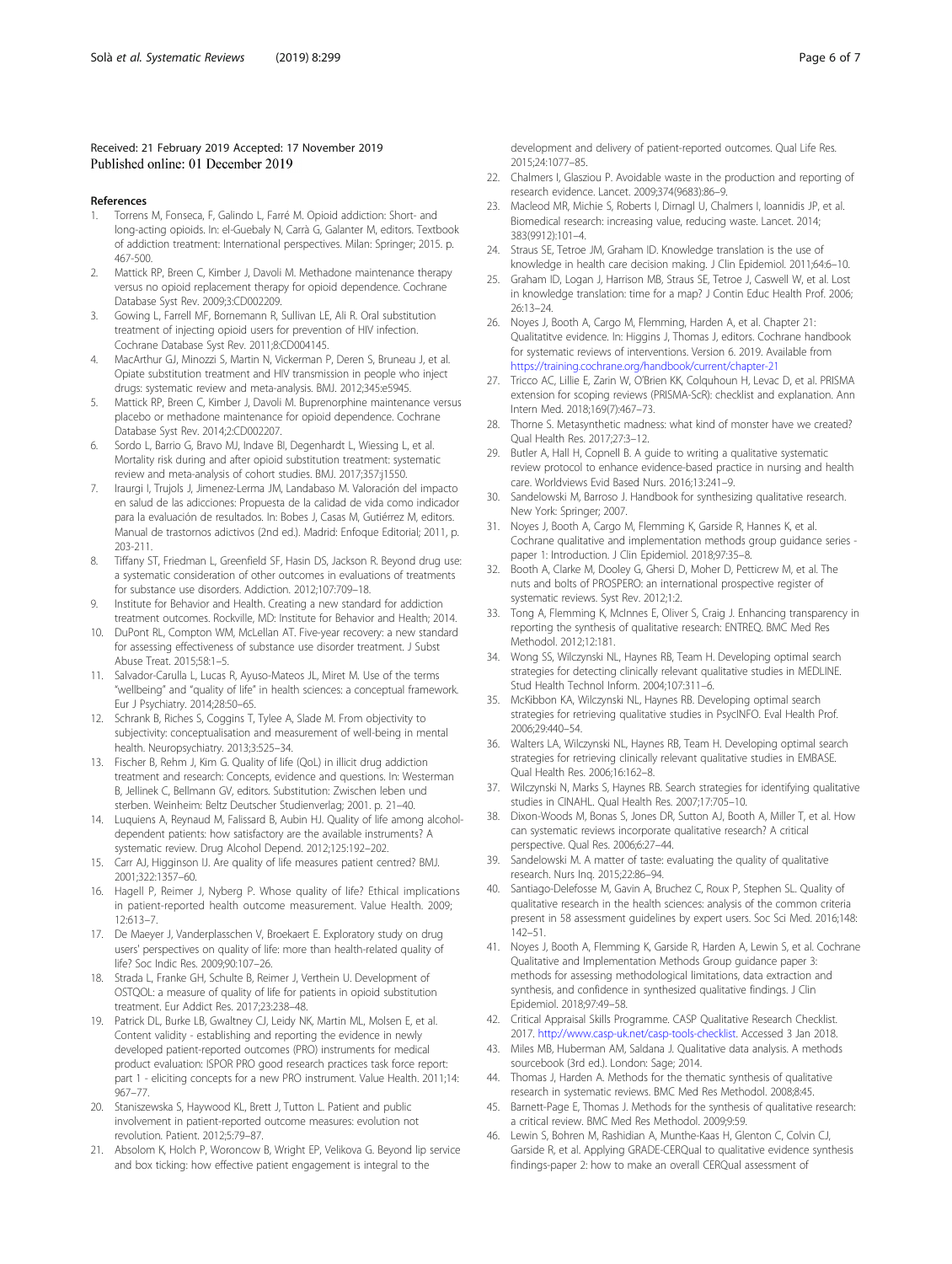Received: 21 February 2019 Accepted: 17 November 2019
Published online: 01 December 2019

#### References

1. Torrens M, Fonseca, F, Galindo L, Farré M. Opioid addiction: Short- and long-acting opioids. In: el-Guebaly N, Carrà G, Galanter M, editors. Textbook of addiction treatment: International perspectives. Milan: Springer; 2015. p. 467-500.
2. Mattick RP, Breen C, Kimber J, Davoli M. Methadone maintenance therapy versus no opioid replacement therapy for opioid dependence. Cochrane Database Syst Rev. 2009;3:CD002209.
3. Gowing L, Farrell MF, Bornemann R, Sullivan LE, Ali R. Oral substitution treatment of injecting opioid users for prevention of HIV infection. Cochrane Database Syst Rev. 2011;8:CD004145.
4. MacArthur GJ, Minozzi S, Martin N, Vickerman P, Deren S, Bruneau J, et al. Opiate substitution treatment and HIV transmission in people who inject drugs: systematic review and meta-analysis. BMJ. 2012;345:e5945.
5. Mattick RP, Breen C, Kimber J, Davoli M. Buprenorphine maintenance versus placebo or methadone maintenance for opioid dependence. Cochrane Database Syst Rev. 2014;2:CD002207.
6. Sordo L, Barrio G, Bravo MJ, Indave BI, Degenhardt L, Wiessing L, et al. Mortality risk during and after opioid substitution treatment: systematic review and meta-analysis of cohort studies. BMJ. 2017;357:j1550.
7. Iraurgi I, Trujols J, Jimenez-Lerma JM, Landabaso M. Valoración del impacto en salud de las adicciones: Propuesta de la calidad de vida como indicador para la evaluación de resultados. In: Bobes J, Casas M, Gutiérrez M, editors. Manual de trastornos adictivos (2nd ed.). Madrid: Enfoque Editorial; 2011, p. 203-211.
8. Tiffany ST, Friedman L, Greenfield SF, Hasin DS, Jackson R. Beyond drug use: a systematic consideration of other outcomes in evaluations of treatments for substance use disorders. Addiction. 2012;107:709–18.
9. Institute for Behavior and Health. Creating a new standard for addiction treatment outcomes. Rockville, MD: Institute for Behavior and Health; 2014.
10. DuPont RL, Compton WM, McLellan AT. Five-year recovery: a new standard for assessing effectiveness of substance use disorder treatment. J Subst Abuse Treat. 2015;58:1–5.
11. Salvador-Carulla L, Lucas R, Ayuso-Mateos JL, Miret M. Use of the terms "wellbeing" and "quality of life" in health sciences: a conceptual framework. Eur J Psychiatry. 2014;28:50–65.
12. Schrank B, Riches S, Coggins T, Tylee A, Slade M. From objectivity to subjectivity: conceptualisation and measurement of well-being in mental health. Neuropsychiatry. 2013;3:525–34.
13. Fischer B, Rehm J, Kim G. Quality of life (QoL) in illicit drug addiction treatment and research: Concepts, evidence and questions. In: Westerman B, Jellinek C, Bellmann GV, editors. Substitution: Zwischen leben und sterben. Weinheim: Beltz Deutscher Studienverlag; 2001. p. 21–40.
14. Luquiens A, Reynaud M, Falissard B, Aubin HJ. Quality of life among alcohol-dependent patients: how satisfactory are the available instruments? A systematic review. Drug Alcohol Depend. 2012;125:192–202.
15. Carr AJ, Higginson IJ. Are quality of life measures patient centred? BMJ. 2001;322:1357–60.
16. Hagell P, Reimer J, Nyberg P. Whose quality of life? Ethical implications in patient-reported health outcome measurement. Value Health. 2009; 12:613–7.
17. De Maeyer J, Vanderplasschen V, Broekaert E. Exploratory study on drug users' perspectives on quality of life: more than health-related quality of life? Soc Indic Res. 2009;90:107–26.
18. Strada L, Franke GH, Schulte B, Reimer J, Verthein U. Development of OSTQOL: a measure of quality of life for patients in opioid substitution treatment. Eur Addict Res. 2017;23:238–48.
19. Patrick DL, Burke LB, Gwaltney CJ, Leidy NK, Martin ML, Molsen E, et al. Content validity - establishing and reporting the evidence in newly developed patient-reported outcomes (PRO) instruments for medical product evaluation: ISPOR PRO good research practices task force report: part 1 - eliciting concepts for a new PRO instrument. Value Health. 2011;14: 967–77.
20. Staniszewska S, Haywood KL, Brett J, Tutton L. Patient and public involvement in patient-reported outcome measures: evolution not revolution. Patient. 2012;5:79–87.
21. Absolom K, Holch P, Woroncow B, Wright EP, Velikova G. Beyond lip service and box ticking: how effective patient engagement is integral to the development and delivery of patient-reported outcomes. Qual Life Res. 2015;24:1077–85.
22. Chalmers I, Glasziou P. Avoidable waste in the production and reporting of research evidence. Lancet. 2009;374(9683):86–9.
23. Macleod MR, Michie S, Roberts I, Dirnagl U, Chalmers I, Ioannidis JP, et al. Biomedical research: increasing value, reducing waste. Lancet. 2014; 383(9912):101–4.
24. Straus SE, Tetroe JM, Graham ID. Knowledge translation is the use of knowledge in health care decision making. J Clin Epidemiol. 2011;64:6–10.
25. Graham ID, Logan J, Harrison MB, Straus SE, Tetroe J, Caswell W, et al. Lost in knowledge translation: time for a map? J Contin Educ Health Prof. 2006; 26:13–24.
26. Noyes J, Booth A, Cargo M, Flemming, Harden A, et al. Chapter 21: Qualitatitve evidence. In: Higgins J, Thomas J, editors. Cochrane handbook for systematic reviews of interventions. Version 6. 2019. Available from https://training.cochrane.org/handbook/current/chapter-21
27. Tricco AC, Lillie E, Zarin W, O'Brien KK, Colquhoun H, Levac D, et al. PRISMA extension for scoping reviews (PRISMA-ScR): checklist and explanation. Ann Intern Med. 2018;169(7):467–73.
28. Thorne S. Metasynthetic madness: what kind of monster have we created? Qual Health Res. 2017;27:3–12.
29. Butler A, Hall H, Copnell B. A guide to writing a qualitative systematic review protocol to enhance evidence-based practice in nursing and health care. Worldviews Evid Based Nurs. 2016;13:241–9.
30. Sandelowski M, Barroso J. Handbook for synthesizing qualitative research. New York: Springer; 2007.
31. Noyes J, Booth A, Cargo M, Flemming K, Garside R, Hannes K, et al. Cochrane qualitative and implementation methods group guidance series - paper 1: Introduction. J Clin Epidemiol. 2018;97:35–8.
32. Booth A, Clarke M, Dooley G, Ghersi D, Moher D, Petticrew M, et al. The nuts and bolts of PROSPERO: an international prospective register of systematic reviews. Syst Rev. 2012;1:2.
33. Tong A, Flemming K, McInnes E, Oliver S, Craig J. Enhancing transparency in reporting the synthesis of qualitative research: ENTREQ. BMC Med Res Methodol. 2012;12:181.
34. Wong SS, Wilczynski NL, Haynes RB, Team H. Developing optimal search strategies for detecting clinically relevant qualitative studies in MEDLINE. Stud Health Technol Inform. 2004;107:311–6.
35. McKibbon KA, Wilczynski NL, Haynes RB. Developing optimal search strategies for retrieving qualitative studies in PsycINFO. Eval Health Prof. 2006;29:440–54.
36. Walters LA, Wilczynski NL, Haynes RB, Team H. Developing optimal search strategies for retrieving clinically relevant qualitative studies in EMBASE. Qual Health Res. 2006;16:162–8.
37. Wilczynski N, Marks S, Haynes RB. Search strategies for identifying qualitative studies in CINAHL. Qual Health Res. 2007;17:705–10.
38. Dixon-Woods M, Bonas S, Jones DR, Sutton AJ, Booth A, Miller T, et al. How can systematic reviews incorporate qualitative research? A critical perspective. Qual Res. 2006;6:27–44.
39. Sandelowski M. A matter of taste: evaluating the quality of qualitative research. Nurs Inq. 2015;22:86–94.
40. Santiago-Delefosse M, Gavin A, Bruchez C, Roux P, Stephen SL. Quality of qualitative research in the health sciences: analysis of the common criteria present in 58 assessment guidelines by expert users. Soc Sci Med. 2016;148: 142–51.
41. Noyes J, Booth A, Flemming K, Garside R, Harden A, Lewin S, et al. Cochrane Qualitative and Implementation Methods Group guidance paper 3: methods for assessing methodological limitations, data extraction and synthesis, and confidence in synthesized qualitative findings. J Clin Epidemiol. 2018;97:49–58.
42. Critical Appraisal Skills Programme. CASP Qualitative Research Checklist. 2017. http://www.casp-uk.net/casp-tools-checklist. Accessed 3 Jan 2018.
43. Miles MB, Huberman AM, Saldana J. Qualitative data analysis. A methods sourcebook (3rd ed.). London: Sage; 2014.
44. Thomas J, Harden A. Methods for the thematic synthesis of qualitative research in systematic reviews. BMC Med Res Methodol. 2008;8:45.
45. Barnett-Page E, Thomas J. Methods for the synthesis of qualitative research: a critical review. BMC Med Res Methodol. 2009;9:59.
46. Lewin S, Bohren M, Rashidian A, Munthe-Kaas H, Glenton C, Colvin CJ, Garside R, et al. Applying GRADE-CERQual to qualitative evidence synthesis findings-paper 2: how to make an overall CERQual assessment of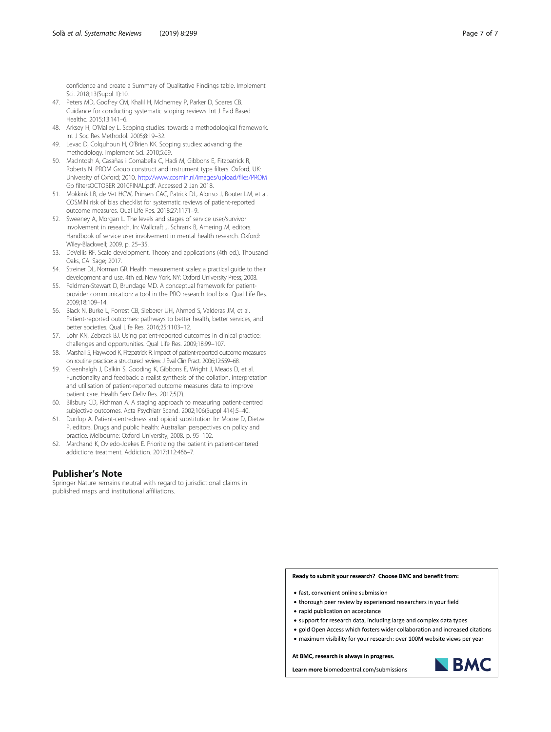confidence and create a Summary of Qualitative Findings table. Implement Sci. 2018;13(Suppl 1):10.

47. Peters MD, Godfrey CM, Khalil H, McInerney P, Parker D, Soares CB. Guidance for conducting systematic scoping reviews. Int J Evid Based Healthc. 2015;13:141–6.
48. Arksey H, O'Malley L. Scoping studies: towards a methodological framework. Int J Soc Res Methodol. 2005;8:19–32.
49. Levac D, Colquhoun H, O'Brien KK. Scoping studies: advancing the methodology. Implement Sci. 2010;5:69.
50. MacIntosh A, Casañas i Comabella C, Hadi M, Gibbons E, Fitzpatrick R, Roberts N. PROM Group construct and instrument type filters. Oxford, UK: University of Oxford; 2010. http://www.cosmin.nl/images/upload/files/PROM Gp filtersOCTOBER 2010FINAL.pdf. Accessed 2 Jan 2018.
51. Mokkink LB, de Vet HCW, Prinsen CAC, Patrick DL, Alonso J, Bouter LM, et al. COSMIN risk of bias checklist for systematic reviews of patient-reported outcome measures. Qual Life Res. 2018;27:1171–9.
52. Sweeney A, Morgan L. The levels and stages of service user/survivor involvement in research. In: Wallcraft J, Schrank B, Amering M, editors. Handbook of service user involvement in mental health research. Oxford: Wiley-Blackwell; 2009. p. 25–35.
53. DeVellis RF. Scale development. Theory and applications (4th ed.). Thousand Oaks, CA: Sage; 2017.
54. Streiner DL, Norman GR. Health measurement scales: a practical guide to their development and use. 4th ed. New York, NY: Oxford University Press; 2008.
55. Feldman-Stewart D, Brundage MD. A conceptual framework for patient-provider communication: a tool in the PRO research tool box. Qual Life Res. 2009;18:109–14.
56. Black N, Burke L, Forrest CB, Sieberer UH, Ahmed S, Valderas JM, et al. Patient-reported outcomes: pathways to better health, better services, and better societies. Qual Life Res. 2016;25:1103–12.
57. Lohr KN, Zebrack BJ. Using patient-reported outcomes in clinical practice: challenges and opportunities. Qual Life Res. 2009;18:99–107.
58. Marshall S, Haywood K, Fitzpatrick R. Impact of patient-reported outcome measures on routine practice: a structured review. J Eval Clin Pract. 2006;12:559–68.
59. Greenhalgh J, Dalkin S, Gooding K, Gibbons E, Wright J, Meads D, et al. Functionality and feedback: a realist synthesis of the collation, interpretation and utilisation of patient-reported outcome measures data to improve patient care. Health Serv Deliv Res. 2017;5(2).
60. Bilsbury CD, Richman A. A staging approach to measuring patient-centred subjective outcomes. Acta Psychiatr Scand. 2002;106(Suppl 414):5–40.
61. Dunlop A. Patient-centredness and opioid substitution. In: Moore D, Dietze P, editors. Drugs and public health: Australian perspectives on policy and practice. Melbourne: Oxford University; 2008. p. 95–102.
62. Marchand K, Oviedo-Joekes E. Prioritizing the patient in patient-centered addictions treatment. Addiction. 2017;112:466–7.

## Publisher's Note

Springer Nature remains neutral with regard to jurisdictional claims in published maps and institutional affiliations.

**Ready to submit your research? Choose BMC and benefit from:**

- fast, convenient online submission
- thorough peer review by experienced researchers in your field
- rapid publication on acceptance
- support for research data, including large and complex data types
- gold Open Access which fosters wider collaboration and increased citations
- maximum visibility for your research: over 100M website views per year

**At BMC, research is always in progress.**

**Learn more** biomedcentral.com/submissions

BMC